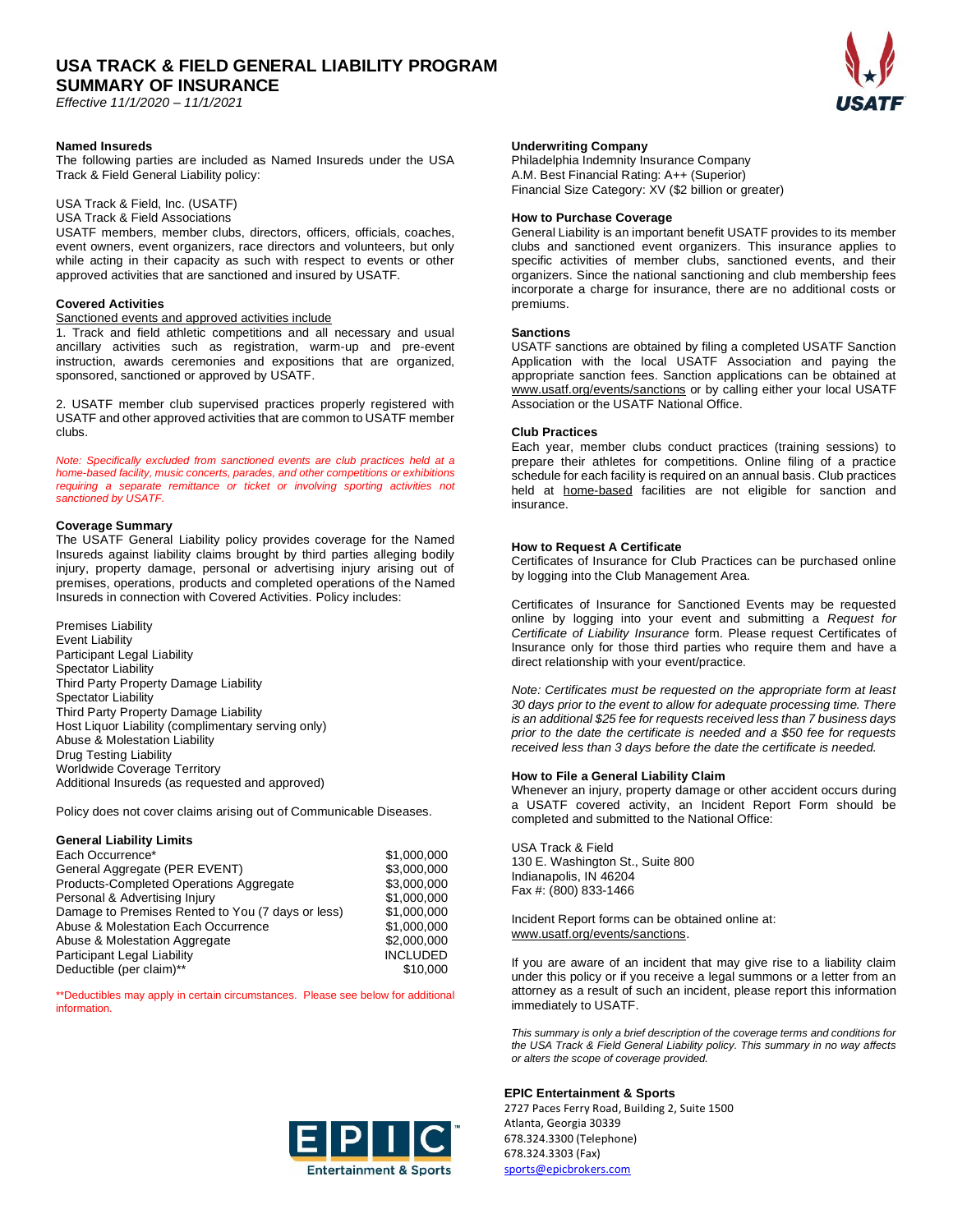# USA TRACK & FIELD GENERAL LIABILITY PROGRAM
# SUMMARY OF INSURANCE

*Effective 11/1/2020 – 11/1/2021*

### Named Insureds

The following parties are included as Named Insureds under the USA Track & Field General Liability policy:

USA Track & Field, Inc. (USATF)
USA Track & Field Associations
USATF members, member clubs, directors, officers, officials, coaches, event owners, event organizers, race directors and volunteers, but only while acting in their capacity as such with respect to events or other approved activities that are sanctioned and insured by USATF.

### Covered Activities

Sanctioned events and approved activities include

1. Track and field athletic competitions and all necessary and usual ancillary activities such as registration, warm-up and pre-event instruction, awards ceremonies and expositions that are organized, sponsored, sanctioned or approved by USATF.

2. USATF member club supervised practices properly registered with USATF and other approved activities that are common to USATF member clubs.

*Note: Specifically excluded from sanctioned events are club practices held at a home-based facility, music concerts, parades, and other competitions or exhibitions requiring a separate remittance or ticket or involving sporting activities not sanctioned by USATF.*

### Coverage Summary

The USATF General Liability policy provides coverage for the Named Insureds against liability claims brought by third parties alleging bodily injury, property damage, personal or advertising injury arising out of premises, operations, products and completed operations of the Named Insureds in connection with Covered Activities. Policy includes:

Premises Liability
Event Liability
Participant Legal Liability
Spectator Liability
Third Party Property Damage Liability
Spectator Liability
Third Party Property Damage Liability
Host Liquor Liability (complimentary serving only)
Abuse & Molestation Liability
Drug Testing Liability
Worldwide Coverage Territory
Additional Insureds (as requested and approved)

Policy does not cover claims arising out of Communicable Diseases.

### General Liability Limits

| | |
|---|---|
| Each Occurrence* | $1,000,000 |
| General Aggregate (PER EVENT) | $3,000,000 |
| Products-Completed Operations Aggregate | $3,000,000 |
| Personal & Advertising Injury | $1,000,000 |
| Damage to Premises Rented to You (7 days or less) | $1,000,000 |
| Abuse & Molestation Each Occurrence | $1,000,000 |
| Abuse & Molestation Aggregate | $2,000,000 |
| Participant Legal Liability | INCLUDED |
| Deductible (per claim)** | $10,000 |

**Deductibles may apply in certain circumstances. Please see below for additional information.

### Underwriting Company

Philadelphia Indemnity Insurance Company
A.M. Best Financial Rating: A++ (Superior)
Financial Size Category: XV ($2 billion or greater)

### How to Purchase Coverage

General Liability is an important benefit USATF provides to its member clubs and sanctioned event organizers. This insurance applies to specific activities of member clubs, sanctioned events, and their organizers. Since the national sanctioning and club membership fees incorporate a charge for insurance, there are no additional costs or premiums.

### Sanctions

USATF sanctions are obtained by filing a completed USATF Sanction Application with the local USATF Association and paying the appropriate sanction fees. Sanction applications can be obtained at www.usatf.org/events/sanctions or by calling either your local USATF Association or the USATF National Office.

### Club Practices

Each year, member clubs conduct practices (training sessions) to prepare their athletes for competitions. Online filing of a practice schedule for each facility is required on an annual basis. Club practices held at home-based facilities are not eligible for sanction and insurance.

### How to Request A Certificate

Certificates of Insurance for Club Practices can be purchased online by logging into the Club Management Area.

Certificates of Insurance for Sanctioned Events may be requested online by logging into your event and submitting a *Request for Certificate of Liability Insurance* form. Please request Certificates of Insurance only for those third parties who require them and have a direct relationship with your event/practice.

*Note: Certificates must be requested on the appropriate form at least 30 days prior to the event to allow for adequate processing time. There is an additional $25 fee for requests received less than 7 business days prior to the date the certificate is needed and a $50 fee for requests received less than 3 days before the date the certificate is needed.*

### How to File a General Liability Claim

Whenever an injury, property damage or other accident occurs during a USATF covered activity, an Incident Report Form should be completed and submitted to the National Office:

USA Track & Field
130 E. Washington St., Suite 800
Indianapolis, IN 46204
Fax #: (800) 833-1466

Incident Report forms can be obtained online at: www.usatf.org/events/sanctions.

If you are aware of an incident that may give rise to a liability claim under this policy or if you receive a legal summons or a letter from an attorney as a result of such an incident, please report this information immediately to USATF.

*This summary is only a brief description of the coverage terms and conditions for the USA Track & Field General Liability policy. This summary in no way affects or alters the scope of coverage provided.*

**EPIC Entertainment & Sports**
2727 Paces Ferry Road, Building 2, Suite 1500
Atlanta, Georgia 30339
678.324.3300 (Telephone)
678.324.3303 (Fax)
sports@epicbrokers.com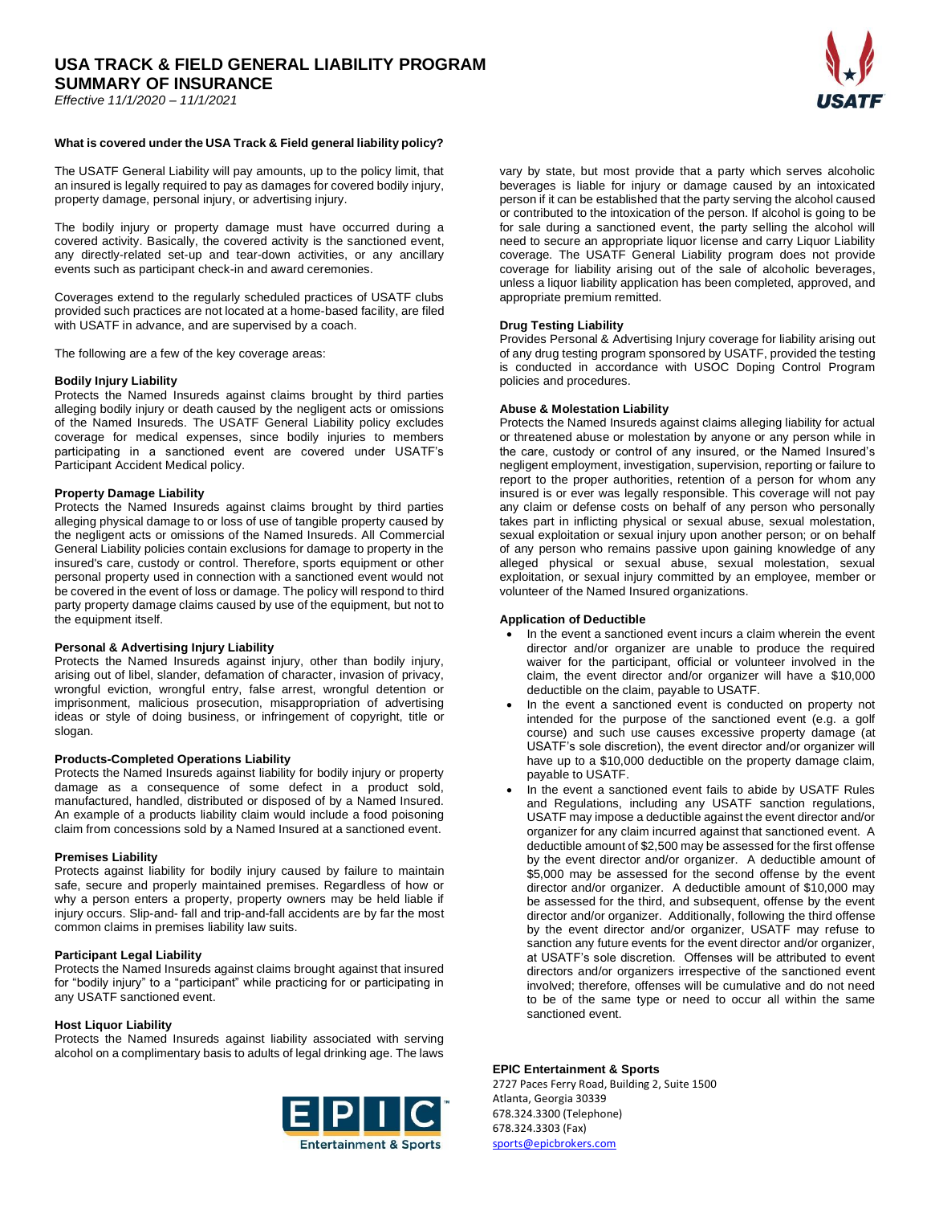# USA TRACK & FIELD GENERAL LIABILITY PROGRAM
# SUMMARY OF INSURANCE

*Effective 11/1/2020 – 11/1/2021*

**What is covered under the USA Track & Field general liability policy?**

The USATF General Liability will pay amounts, up to the policy limit, that an insured is legally required to pay as damages for covered bodily injury, property damage, personal injury, or advertising injury.

The bodily injury or property damage must have occurred during a covered activity. Basically, the covered activity is the sanctioned event, any directly-related set-up and tear-down activities, or any ancillary events such as participant check-in and award ceremonies.

Coverages extend to the regularly scheduled practices of USATF clubs provided such practices are not located at a home-based facility, are filed with USATF in advance, and are supervised by a coach.

The following are a few of the key coverage areas:

**Bodily Injury Liability**
Protects the Named Insureds against claims brought by third parties alleging bodily injury or death caused by the negligent acts or omissions of the Named Insureds. The USATF General Liability policy excludes coverage for medical expenses, since bodily injuries to members participating in a sanctioned event are covered under USATF's Participant Accident Medical policy.

**Property Damage Liability**
Protects the Named Insureds against claims brought by third parties alleging physical damage to or loss of use of tangible property caused by the negligent acts or omissions of the Named Insureds. All Commercial General Liability policies contain exclusions for damage to property in the insured's care, custody or control. Therefore, sports equipment or other personal property used in connection with a sanctioned event would not be covered in the event of loss or damage. The policy will respond to third party property damage claims caused by use of the equipment, but not to the equipment itself.

**Personal & Advertising Injury Liability**
Protects the Named Insureds against injury, other than bodily injury, arising out of libel, slander, defamation of character, invasion of privacy, wrongful eviction, wrongful entry, false arrest, wrongful detention or imprisonment, malicious prosecution, misappropriation of advertising ideas or style of doing business, or infringement of copyright, title or slogan.

**Products-Completed Operations Liability**
Protects the Named Insureds against liability for bodily injury or property damage as a consequence of some defect in a product sold, manufactured, handled, distributed or disposed of by a Named Insured. An example of a products liability claim would include a food poisoning claim from concessions sold by a Named Insured at a sanctioned event.

**Premises Liability**
Protects against liability for bodily injury caused by failure to maintain safe, secure and properly maintained premises. Regardless of how or why a person enters a property, property owners may be held liable if injury occurs. Slip-and- fall and trip-and-fall accidents are by far the most common claims in premises liability law suits.

**Participant Legal Liability**
Protects the Named Insureds against claims brought against that insured for "bodily injury" to a "participant" while practicing for or participating in any USATF sanctioned event.

**Host Liquor Liability**
Protects the Named Insureds against liability associated with serving alcohol on a complimentary basis to adults of legal drinking age. The laws vary by state, but most provide that a party which serves alcoholic beverages is liable for injury or damage caused by an intoxicated person if it can be established that the party serving the alcohol caused or contributed to the intoxication of the person. If alcohol is going to be for sale during a sanctioned event, the party selling the alcohol will need to secure an appropriate liquor license and carry Liquor Liability coverage. The USATF General Liability program does not provide coverage for liability arising out of the sale of alcoholic beverages, unless a liquor liability application has been completed, approved, and appropriate premium remitted.

**Drug Testing Liability**
Provides Personal & Advertising Injury coverage for liability arising out of any drug testing program sponsored by USATF, provided the testing is conducted in accordance with USOC Doping Control Program policies and procedures.

**Abuse & Molestation Liability**
Protects the Named Insureds against claims alleging liability for actual or threatened abuse or molestation by anyone or any person while in the care, custody or control of any insured, or the Named Insured's negligent employment, investigation, supervision, reporting or failure to report to the proper authorities, retention of a person for whom any insured is or ever was legally responsible. This coverage will not pay any claim or defense costs on behalf of any person who personally takes part in inflicting physical or sexual abuse, sexual molestation, sexual exploitation or sexual injury upon another person; or on behalf of any person who remains passive upon gaining knowledge of any alleged physical or sexual abuse, sexual molestation, sexual exploitation, or sexual injury committed by an employee, member or volunteer of the Named Insured organizations.

**Application of Deductible**

- In the event a sanctioned event incurs a claim wherein the event director and/or organizer are unable to produce the required waiver for the participant, official or volunteer involved in the claim, the event director and/or organizer will have a $10,000 deductible on the claim, payable to USATF.
- In the event a sanctioned event is conducted on property not intended for the purpose of the sanctioned event (e.g. a golf course) and such use causes excessive property damage (at USATF's sole discretion), the event director and/or organizer will have up to a $10,000 deductible on the property damage claim, payable to USATF.
- In the event a sanctioned event fails to abide by USATF Rules and Regulations, including any USATF sanction regulations, USATF may impose a deductible against the event director and/or organizer for any claim incurred against that sanctioned event. A deductible amount of $2,500 may be assessed for the first offense by the event director and/or organizer. A deductible amount of $5,000 may be assessed for the second offense by the event director and/or organizer. A deductible amount of $10,000 may be assessed for the third, and subsequent, offense by the event director and/or organizer. Additionally, following the third offense by the event director and/or organizer, USATF may refuse to sanction any future events for the event director and/or organizer, at USATF's sole discretion. Offenses will be attributed to event directors and/or organizers irrespective of the sanctioned event involved; therefore, offenses will be cumulative and do not need to be of the same type or need to occur all within the same sanctioned event.

**EPIC Entertainment & Sports**
2727 Paces Ferry Road, Building 2, Suite 1500
Atlanta, Georgia 30339
678.324.3300 (Telephone)
678.324.3303 (Fax)
sports@epicbrokers.com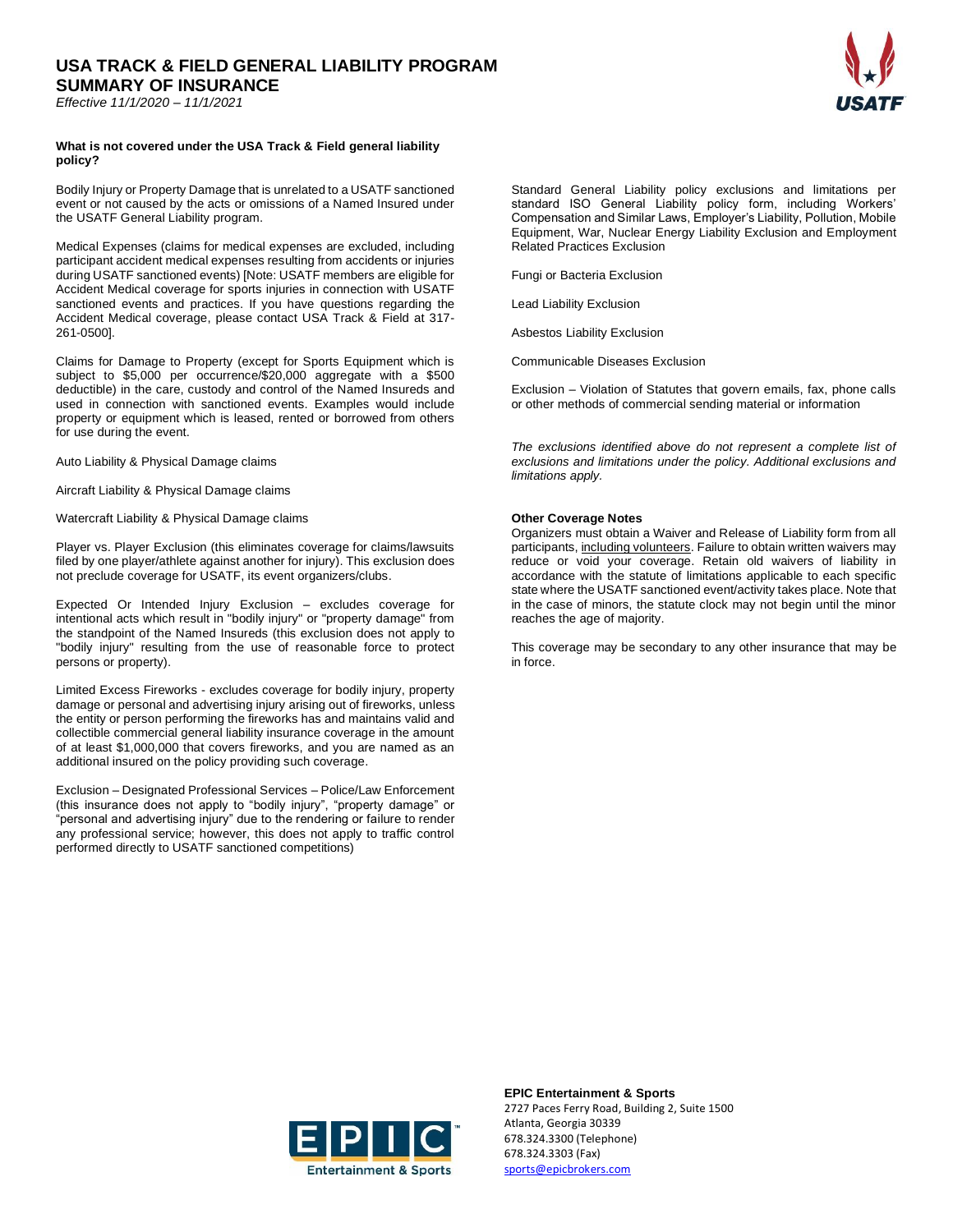# USA TRACK & FIELD GENERAL LIABILITY PROGRAM
# SUMMARY OF INSURANCE

*Effective 11/1/2020 – 11/1/2021*

**What is not covered under the USA Track & Field general liability policy?**

Bodily Injury or Property Damage that is unrelated to a USATF sanctioned event or not caused by the acts or omissions of a Named Insured under the USATF General Liability program.

Medical Expenses (claims for medical expenses are excluded, including participant accident medical expenses resulting from accidents or injuries during USATF sanctioned events) [Note: USATF members are eligible for Accident Medical coverage for sports injuries in connection with USATF sanctioned events and practices. If you have questions regarding the Accident Medical coverage, please contact USA Track & Field at 317-261-0500].

Claims for Damage to Property (except for Sports Equipment which is subject to $5,000 per occurrence/$20,000 aggregate with a $500 deductible) in the care, custody and control of the Named Insureds and used in connection with sanctioned events. Examples would include property or equipment which is leased, rented or borrowed from others for use during the event.

Auto Liability & Physical Damage claims

Aircraft Liability & Physical Damage claims

Watercraft Liability & Physical Damage claims

Player vs. Player Exclusion (this eliminates coverage for claims/lawsuits filed by one player/athlete against another for injury). This exclusion does not preclude coverage for USATF, its event organizers/clubs.

Expected Or Intended Injury Exclusion – excludes coverage for intentional acts which result in "bodily injury" or "property damage" from the standpoint of the Named Insureds (this exclusion does not apply to "bodily injury" resulting from the use of reasonable force to protect persons or property).

Limited Excess Fireworks - excludes coverage for bodily injury, property damage or personal and advertising injury arising out of fireworks, unless the entity or person performing the fireworks has and maintains valid and collectible commercial general liability insurance coverage in the amount of at least $1,000,000 that covers fireworks, and you are named as an additional insured on the policy providing such coverage.

Exclusion – Designated Professional Services – Police/Law Enforcement (this insurance does not apply to "bodily injury", "property damage" or "personal and advertising injury" due to the rendering or failure to render any professional service; however, this does not apply to traffic control performed directly to USATF sanctioned competitions)

Standard General Liability policy exclusions and limitations per standard ISO General Liability policy form, including Workers' Compensation and Similar Laws, Employer's Liability, Pollution, Mobile Equipment, War, Nuclear Energy Liability Exclusion and Employment Related Practices Exclusion

Fungi or Bacteria Exclusion

Lead Liability Exclusion

Asbestos Liability Exclusion

Communicable Diseases Exclusion

Exclusion – Violation of Statutes that govern emails, fax, phone calls or other methods of commercial sending material or information

*The exclusions identified above do not represent a complete list of exclusions and limitations under the policy. Additional exclusions and limitations apply.*

**Other Coverage Notes**

Organizers must obtain a Waiver and Release of Liability form from all participants, including volunteers. Failure to obtain written waivers may reduce or void your coverage. Retain old waivers of liability in accordance with the statute of limitations applicable to each specific state where the USATF sanctioned event/activity takes place. Note that in the case of minors, the statute clock may not begin until the minor reaches the age of majority.

This coverage may be secondary to any other insurance that may be in force.

**EPIC Entertainment & Sports**
2727 Paces Ferry Road, Building 2, Suite 1500
Atlanta, Georgia 30339
678.324.3300 (Telephone)
678.324.3303 (Fax)
sports@epicbrokers.com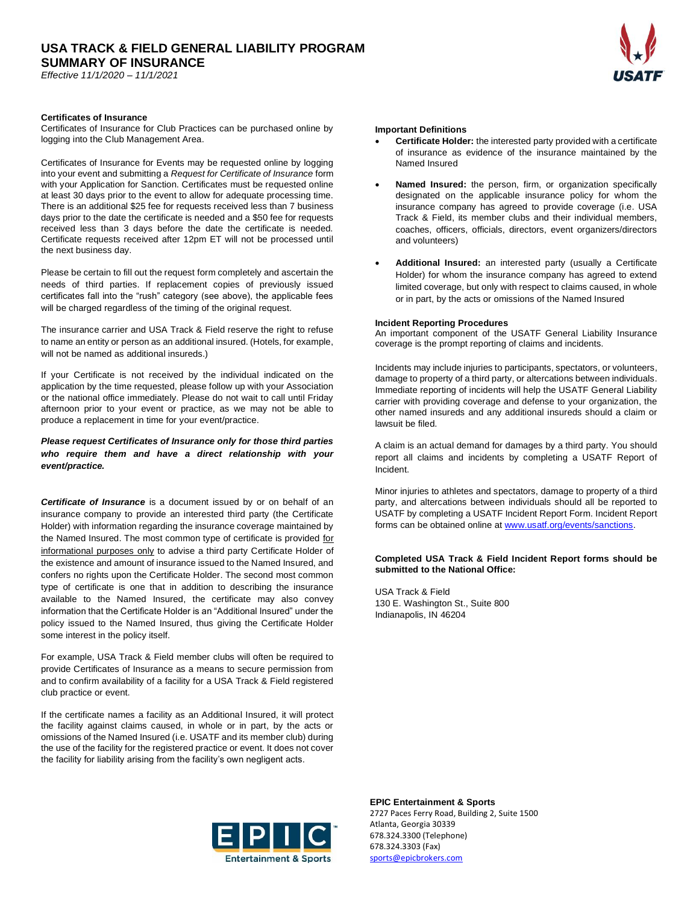# USA TRACK & FIELD GENERAL LIABILITY PROGRAM
## SUMMARY OF INSURANCE

*Effective 11/1/2020 – 11/1/2021*

### Certificates of Insurance

Certificates of Insurance for Club Practices can be purchased online by logging into the Club Management Area.

Certificates of Insurance for Events may be requested online by logging into your event and submitting a *Request for Certificate of Insurance* form with your Application for Sanction. Certificates must be requested online at least 30 days prior to the event to allow for adequate processing time. There is an additional $25 fee for requests received less than 7 business days prior to the date the certificate is needed and a $50 fee for requests received less than 3 days before the date the certificate is needed. Certificate requests received after 12pm ET will not be processed until the next business day.

Please be certain to fill out the request form completely and ascertain the needs of third parties. If replacement copies of previously issued certificates fall into the "rush" category (see above), the applicable fees will be charged regardless of the timing of the original request.

The insurance carrier and USA Track & Field reserve the right to refuse to name an entity or person as an additional insured. (Hotels, for example, will not be named as additional insureds.)

If your Certificate is not received by the individual indicated on the application by the time requested, please follow up with your Association or the national office immediately. Please do not wait to call until Friday afternoon prior to your event or practice, as we may not be able to produce a replacement in time for your event/practice.

***Please request Certificates of Insurance only for those third parties who require them and have a direct relationship with your event/practice.***

***Certificate of Insurance*** is a document issued by or on behalf of an insurance company to provide an interested third party (the Certificate Holder) with information regarding the insurance coverage maintained by the Named Insured. The most common type of certificate is provided for informational purposes only to advise a third party Certificate Holder of the existence and amount of insurance issued to the Named Insured, and confers no rights upon the Certificate Holder. The second most common type of certificate is one that in addition to describing the insurance available to the Named Insured, the certificate may also convey information that the Certificate Holder is an "Additional Insured" under the policy issued to the Named Insured, thus giving the Certificate Holder some interest in the policy itself.

For example, USA Track & Field member clubs will often be required to provide Certificates of Insurance as a means to secure permission from and to confirm availability of a facility for a USA Track & Field registered club practice or event.

If the certificate names a facility as an Additional Insured, it will protect the facility against claims caused, in whole or in part, by the acts or omissions of the Named Insured (i.e. USATF and its member club) during the use of the facility for the registered practice or event. It does not cover the facility for liability arising from the facility's own negligent acts.

### Important Definitions

- **Certificate Holder:** the interested party provided with a certificate of insurance as evidence of the insurance maintained by the Named Insured
- **Named Insured:** the person, firm, or organization specifically designated on the applicable insurance policy for whom the insurance company has agreed to provide coverage (i.e. USA Track & Field, its member clubs and their individual members, coaches, officers, officials, directors, event organizers/directors and volunteers)
- **Additional Insured:** an interested party (usually a Certificate Holder) for whom the insurance company has agreed to extend limited coverage, but only with respect to claims caused, in whole or in part, by the acts or omissions of the Named Insured

### Incident Reporting Procedures

An important component of the USATF General Liability Insurance coverage is the prompt reporting of claims and incidents.

Incidents may include injuries to participants, spectators, or volunteers, damage to property of a third party, or altercations between individuals. Immediate reporting of incidents will help the USATF General Liability carrier with providing coverage and defense to your organization, the other named insureds and any additional insureds should a claim or lawsuit be filed.

A claim is an actual demand for damages by a third party. You should report all claims and incidents by completing a USATF Report of Incident.

Minor injuries to athletes and spectators, damage to property of a third party, and altercations between individuals should all be reported to USATF by completing a USATF Incident Report Form. Incident Report forms can be obtained online at www.usatf.org/events/sanctions.

**Completed USA Track & Field Incident Report forms should be submitted to the National Office:**

USA Track & Field
130 E. Washington St., Suite 800
Indianapolis, IN 46204

**EPIC Entertainment & Sports**
2727 Paces Ferry Road, Building 2, Suite 1500
Atlanta, Georgia 30339
678.324.3300 (Telephone)
678.324.3303 (Fax)
sports@epicbrokers.com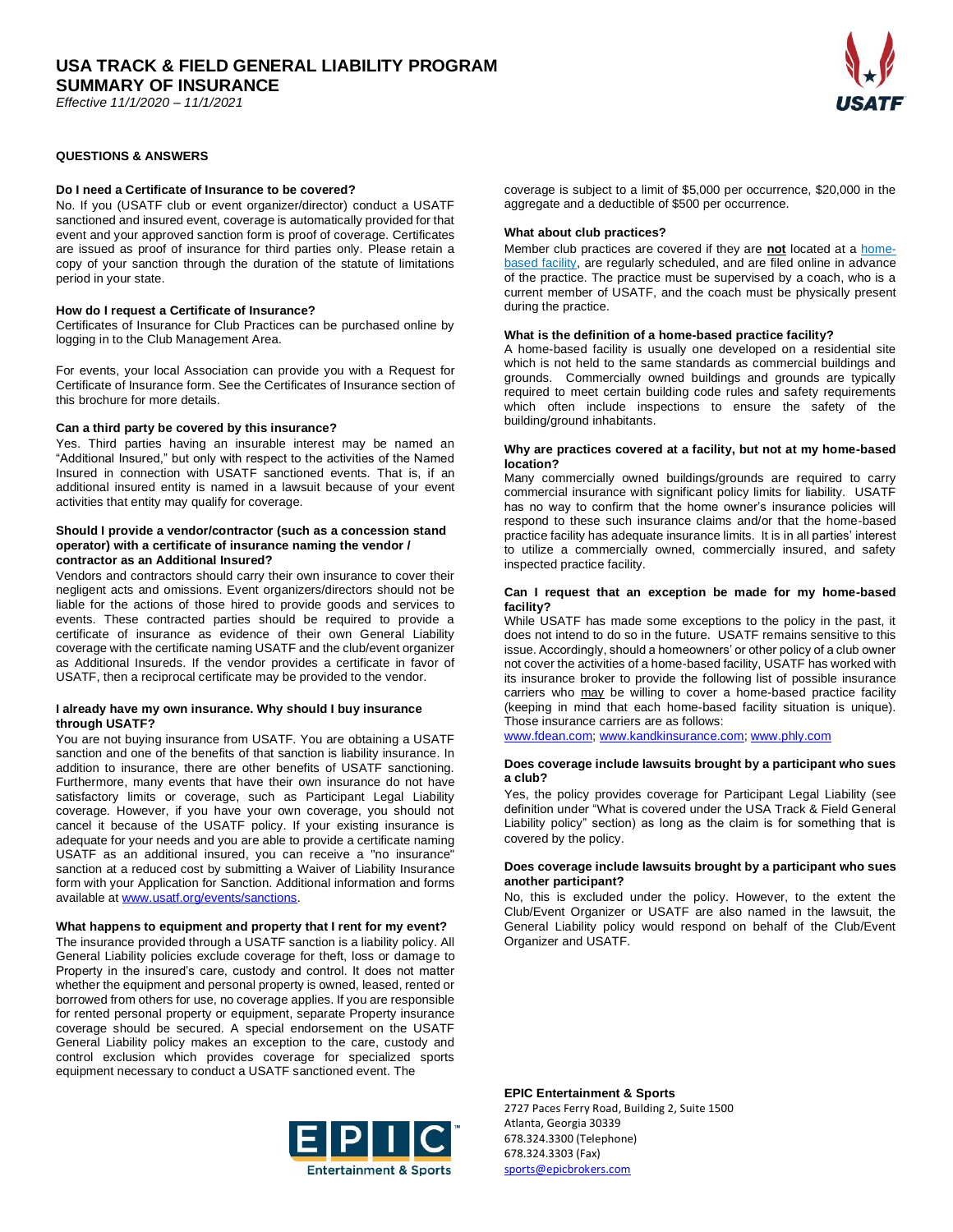# USA TRACK & FIELD GENERAL LIABILITY PROGRAM
# SUMMARY OF INSURANCE

*Effective 11/1/2020 – 11/1/2021*

## QUESTIONS & ANSWERS

**Do I need a Certificate of Insurance to be covered?**

No. If you (USATF club or event organizer/director) conduct a USATF sanctioned and insured event, coverage is automatically provided for that event and your approved sanction form is proof of coverage. Certificates are issued as proof of insurance for third parties only. Please retain a copy of your sanction through the duration of the statute of limitations period in your state.

**How do I request a Certificate of Insurance?**

Certificates of Insurance for Club Practices can be purchased online by logging in to the Club Management Area.

For events, your local Association can provide you with a Request for Certificate of Insurance form. See the Certificates of Insurance section of this brochure for more details.

**Can a third party be covered by this insurance?**

Yes. Third parties having an insurable interest may be named an "Additional Insured," but only with respect to the activities of the Named Insured in connection with USATF sanctioned events. That is, if an additional insured entity is named in a lawsuit because of your event activities that entity may qualify for coverage.

**Should I provide a vendor/contractor (such as a concession stand operator) with a certificate of insurance naming the vendor / contractor as an Additional Insured?**

Vendors and contractors should carry their own insurance to cover their negligent acts and omissions. Event organizers/directors should not be liable for the actions of those hired to provide goods and services to events. These contracted parties should be required to provide a certificate of insurance as evidence of their own General Liability coverage with the certificate naming USATF and the club/event organizer as Additional Insureds. If the vendor provides a certificate in favor of USATF, then a reciprocal certificate may be provided to the vendor.

**I already have my own insurance. Why should I buy insurance through USATF?**

You are not buying insurance from USATF. You are obtaining a USATF sanction and one of the benefits of that sanction is liability insurance. In addition to insurance, there are other benefits of USATF sanctioning. Furthermore, many events that have their own insurance do not have satisfactory limits or coverage, such as Participant Legal Liability coverage. However, if you have your own coverage, you should not cancel it because of the USATF policy. If your existing insurance is adequate for your needs and you are able to provide a certificate naming USATF as an additional insured, you can receive a "no insurance" sanction at a reduced cost by submitting a Waiver of Liability Insurance form with your Application for Sanction. Additional information and forms available at www.usatf.org/events/sanctions.

**What happens to equipment and property that I rent for my event?**

The insurance provided through a USATF sanction is a liability policy. All General Liability policies exclude coverage for theft, loss or damage to Property in the insured's care, custody and control. It does not matter whether the equipment and personal property is owned, leased, rented or borrowed from others for use, no coverage applies. If you are responsible for rented personal property or equipment, separate Property insurance coverage should be secured. A special endorsement on the USATF General Liability policy makes an exception to the care, custody and control exclusion which provides coverage for specialized sports equipment necessary to conduct a USATF sanctioned event. The coverage is subject to a limit of $5,000 per occurrence, $20,000 in the aggregate and a deductible of $500 per occurrence.

**What about club practices?**

Member club practices are covered if they are **not** located at a home-based facility, are regularly scheduled, and are filed online in advance of the practice. The practice must be supervised by a coach, who is a current member of USATF, and the coach must be physically present during the practice.

**What is the definition of a home-based practice facility?**

A home-based facility is usually one developed on a residential site which is not held to the same standards as commercial buildings and grounds. Commercially owned buildings and grounds are typically required to meet certain building code rules and safety requirements which often include inspections to ensure the safety of the building/ground inhabitants.

**Why are practices covered at a facility, but not at my home-based location?**

Many commercially owned buildings/grounds are required to carry commercial insurance with significant policy limits for liability. USATF has no way to confirm that the home owner's insurance policies will respond to these such insurance claims and/or that the home-based practice facility has adequate insurance limits. It is in all parties' interest to utilize a commercially owned, commercially insured, and safety inspected practice facility.

**Can I request that an exception be made for my home-based facility?**

While USATF has made some exceptions to the policy in the past, it does not intend to do so in the future. USATF remains sensitive to this issue. Accordingly, should a homeowners' or other policy of a club owner not cover the activities of a home-based facility, USATF has worked with its insurance broker to provide the following list of possible insurance carriers who may be willing to cover a home-based practice facility (keeping in mind that each home-based facility situation is unique). Those insurance carriers are as follows:

www.fdean.com; www.kandkinsurance.com; www.phly.com

**Does coverage include lawsuits brought by a participant who sues a club?**

Yes, the policy provides coverage for Participant Legal Liability (see definition under "What is covered under the USA Track & Field General Liability policy" section) as long as the claim is for something that is covered by the policy.

**Does coverage include lawsuits brought by a participant who sues another participant?**

No, this is excluded under the policy. However, to the extent the Club/Event Organizer or USATF are also named in the lawsuit, the General Liability policy would respond on behalf of the Club/Event Organizer and USATF.

**EPIC Entertainment & Sports**
2727 Paces Ferry Road, Building 2, Suite 1500
Atlanta, Georgia 30339
678.324.3300 (Telephone)
678.324.3303 (Fax)
sports@epicbrokers.com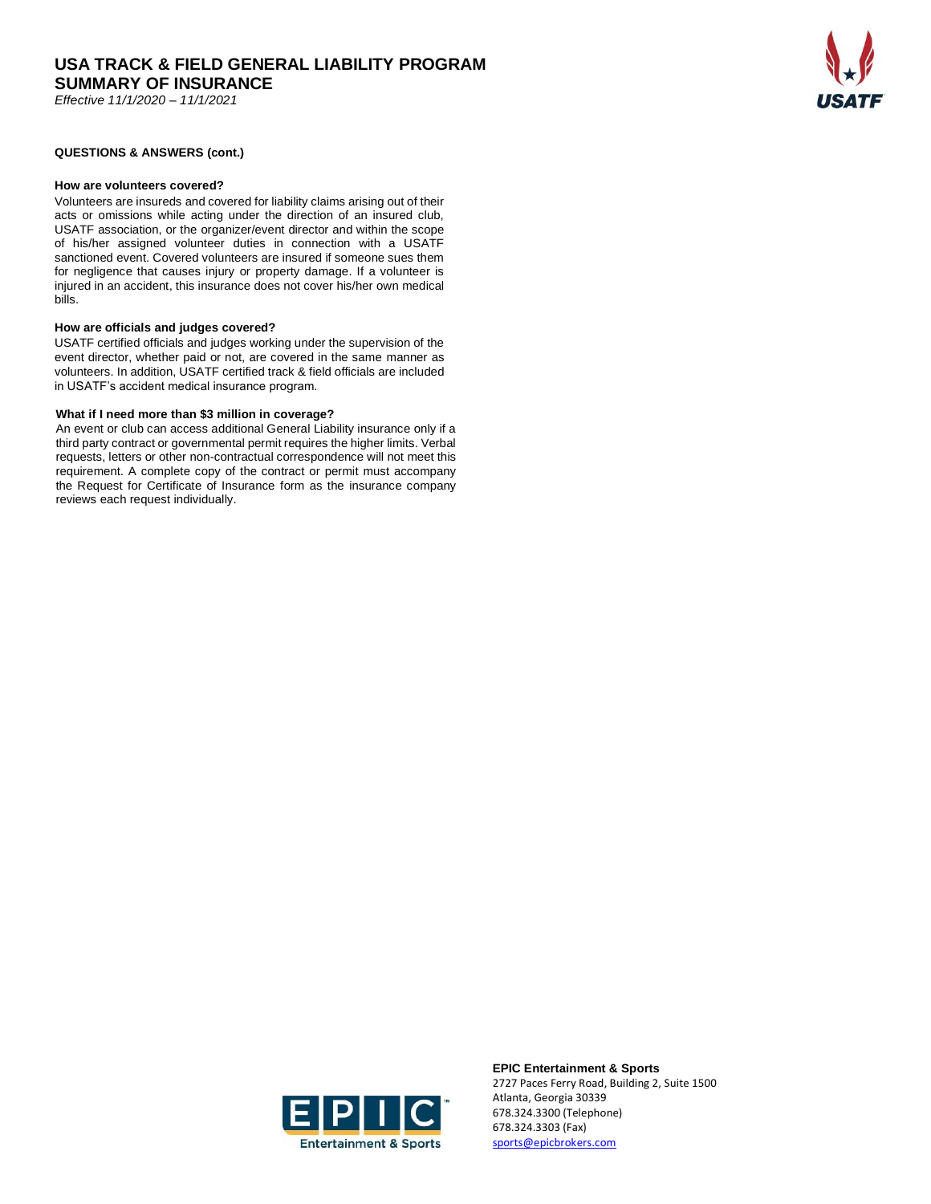**QUESTIONS & ANSWERS (cont.)**

**How are volunteers covered?**

Volunteers are insureds and covered for liability claims arising out of their acts or omissions while acting under the direction of an insured club, USATF association, or the organizer/event director and within the scope of his/her assigned volunteer duties in connection with a USATF sanctioned event. Covered volunteers are insured if someone sues them for negligence that causes injury or property damage. If a volunteer is injured in an accident, this insurance does not cover his/her own medical bills.

**How are officials and judges covered?**

USATF certified officials and judges working under the supervision of the event director, whether paid or not, are covered in the same manner as volunteers. In addition, USATF certified track & field officials are included in USATF's accident medical insurance program.

**What if I need more than $3 million in coverage?**

An event or club can access additional General Liability insurance only if a third party contract or governmental permit requires the higher limits. Verbal requests, letters or other non-contractual correspondence will not meet this requirement. A complete copy of the contract or permit must accompany the Request for Certificate of Insurance form as the insurance company reviews each request individually.

**EPIC Entertainment & Sports**
2727 Paces Ferry Road, Building 2, Suite 1500
Atlanta, Georgia 30339
678.324.3300 (Telephone)
678.324.3303 (Fax)
sports@epicbrokers.com